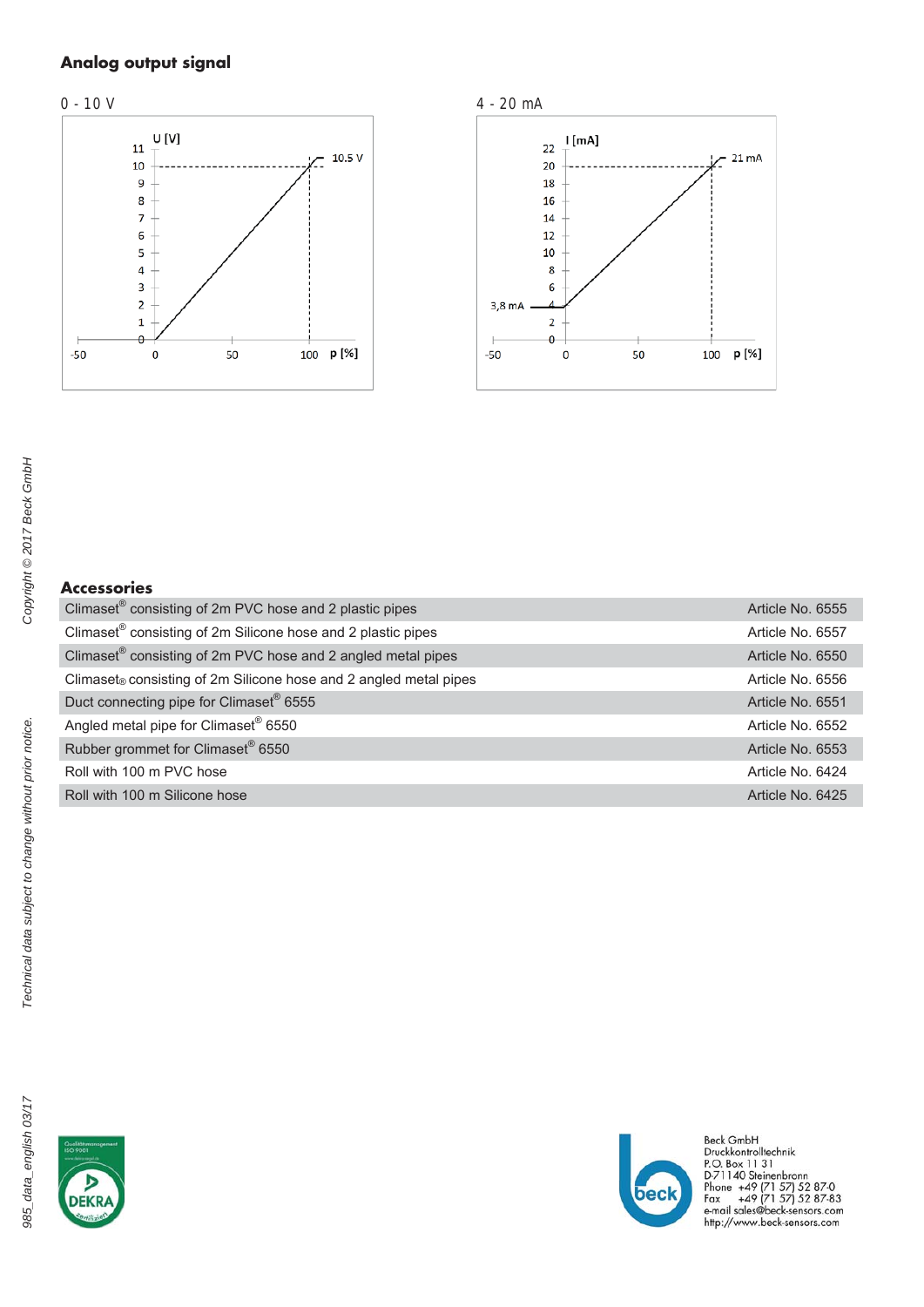## Analog output signal

0 - 10 V

4 - 20 mA

## Accessories

| | |
|---|---|
| Climaset® consisting of 2m PVC hose and 2 plastic pipes | Article No. 6555 |
| Climaset® consisting of 2m Silicone hose and 2 plastic pipes | Article No. 6557 |
| Climaset® consisting of 2m PVC hose and 2 angled metal pipes | Article No. 6550 |
| Climaset® consisting of 2m Silicone hose and 2 angled metal pipes | Article No. 6556 |
| Duct connecting pipe for Climaset® 6555 | Article No. 6551 |
| Angled metal pipe for Climaset® 6550 | Article No. 6552 |
| Rubber grommet for Climaset® 6550 | Article No. 6553 |
| Roll with 100 m PVC hose | Article No. 6424 |
| Roll with 100 m Silicone hose | Article No. 6425 |

Copyright © 2017 Beck GmbH

Technical data subject to change without prior notice.

985_data_english 03/17

Beck GmbH
Druckkontrolltechnik
P.O. Box 11 31
D-71140 Steinenbronn
Phone +49 (71 57) 52 87-0
Fax +49 (71 57) 52 87-83
e-mail sales@beck-sensors.com
http://www.beck-sensors.com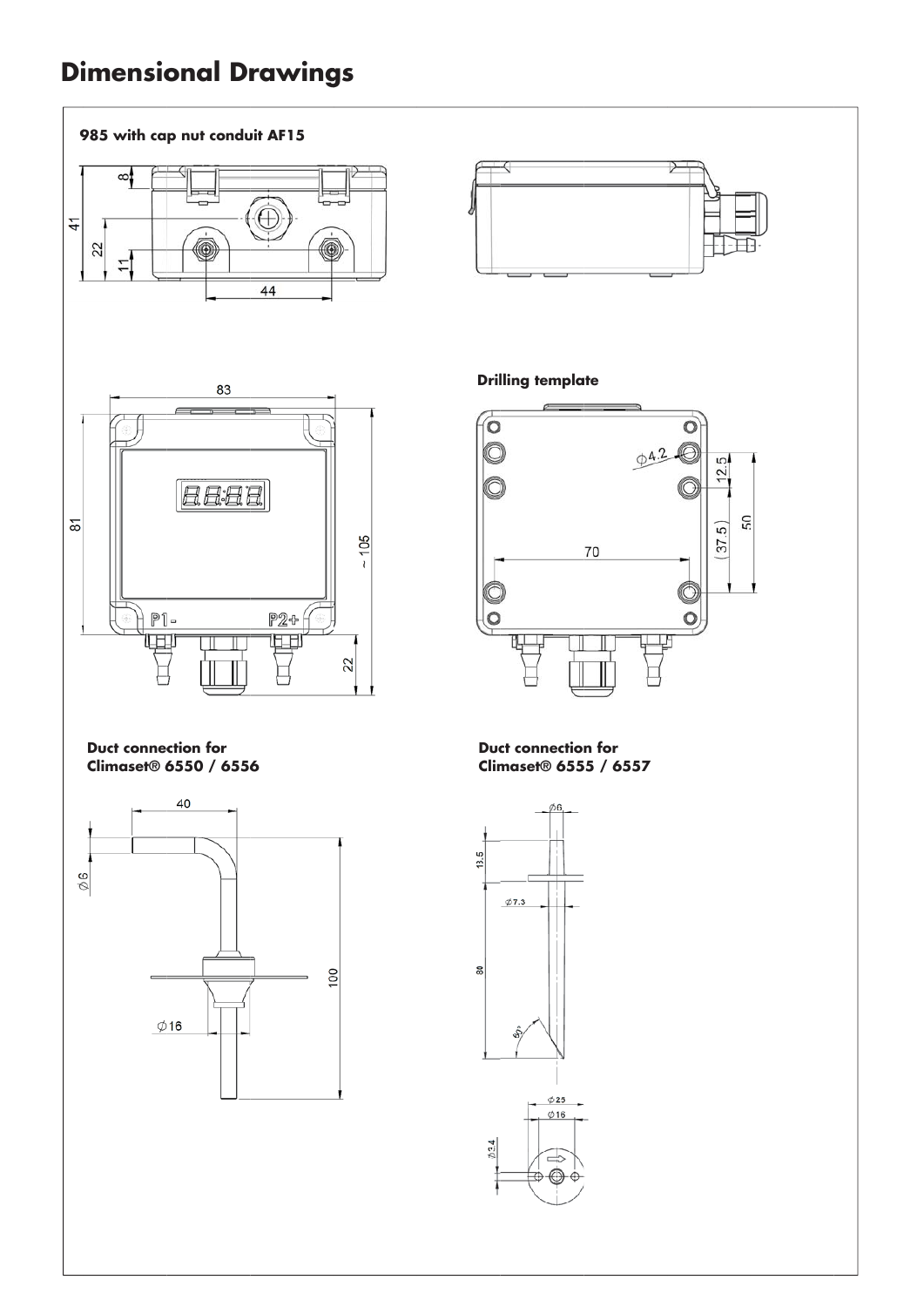# Dimensional Drawings

**985 with cap nut conduit AF15**

**Drilling template**

**Duct connection for Climaset® 6550 / 6556**

**Duct connection for Climaset® 6555 / 6557**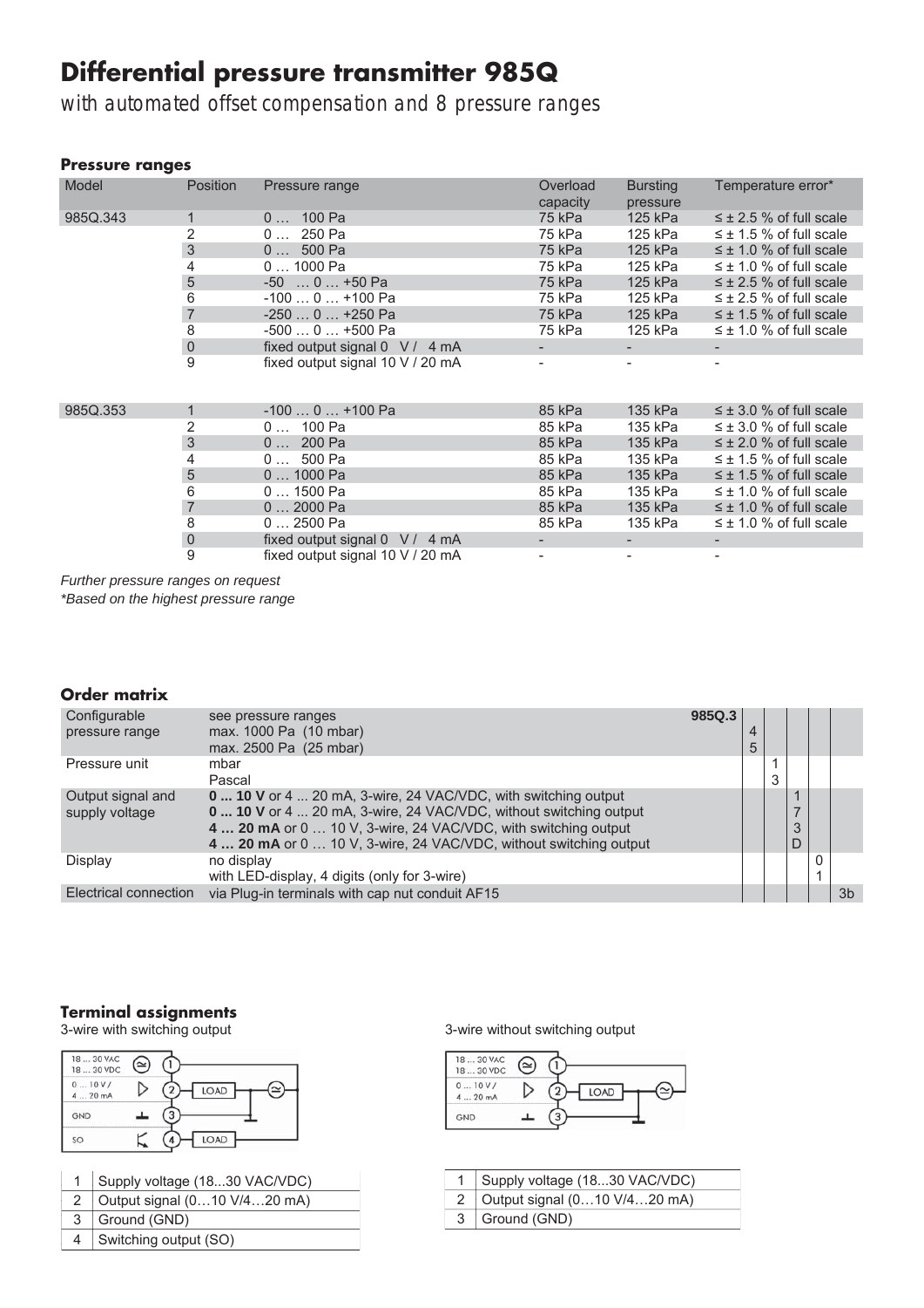# Differential pressure transmitter 985Q

*with automated offset compensation and 8 pressure ranges*

### Pressure ranges

| Model | Position | Pressure range | Overload capacity | Bursting pressure | Temperature error* |
|---|---|---|---|---|---|
| 985Q.343 | 1 | 0 … 100 Pa | 75 kPa | 125 kPa | ≤ ± 2.5 % of full scale |
| | 2 | 0 … 250 Pa | 75 kPa | 125 kPa | ≤ ± 1.5 % of full scale |
| | 3 | 0 … 500 Pa | 75 kPa | 125 kPa | ≤ ± 1.0 % of full scale |
| | 4 | 0 … 1000 Pa | 75 kPa | 125 kPa | ≤ ± 1.0 % of full scale |
| | 5 | -50 … 0 … +50 Pa | 75 kPa | 125 kPa | ≤ ± 2.5 % of full scale |
| | 6 | -100 … 0 … +100 Pa | 75 kPa | 125 kPa | ≤ ± 2.5 % of full scale |
| | 7 | -250 … 0 … +250 Pa | 75 kPa | 125 kPa | ≤ ± 1.5 % of full scale |
| | 8 | -500 … 0 … +500 Pa | 75 kPa | 125 kPa | ≤ ± 1.0 % of full scale |
| | 0 | fixed output signal 0 V / 4 mA | - | - | - |
| | 9 | fixed output signal 10 V / 20 mA | - | - | - |
| 985Q.353 | 1 | -100 … 0 … +100 Pa | 85 kPa | 135 kPa | ≤ ± 3.0 % of full scale |
| | 2 | 0 … 100 Pa | 85 kPa | 135 kPa | ≤ ± 3.0 % of full scale |
| | 3 | 0 … 200 Pa | 85 kPa | 135 kPa | ≤ ± 2.0 % of full scale |
| | 4 | 0 … 500 Pa | 85 kPa | 135 kPa | ≤ ± 1.5 % of full scale |
| | 5 | 0 … 1000 Pa | 85 kPa | 135 kPa | ≤ ± 1.5 % of full scale |
| | 6 | 0 … 1500 Pa | 85 kPa | 135 kPa | ≤ ± 1.0 % of full scale |
| | 7 | 0 … 2000 Pa | 85 kPa | 135 kPa | ≤ ± 1.0 % of full scale |
| | 8 | 0 … 2500 Pa | 85 kPa | 135 kPa | ≤ ± 1.0 % of full scale |
| | 0 | fixed output signal 0 V / 4 mA | - | - | - |
| | 9 | fixed output signal 10 V / 20 mA | - | - | - |

*Further pressure ranges on request*

*\*Based on the highest pressure range*

### Order matrix

| | | 985Q.3 | | | | | |
|---|---|---|---|---|---|---|---|
| Configurable pressure range | see pressure ranges | | | | | | |
| | max. 1000 Pa (10 mbar) | | 4 | | | | |
| | max. 2500 Pa (25 mbar) | | 5 | | | | |
| Pressure unit | mbar | | | 1 | | | |
| | Pascal | | | 3 | | | |
| Output signal and supply voltage | **0 ... 10 V** or 4 ... 20 mA, 3-wire, 24 VAC/VDC, with switching output | | | | 1 | | |
| | **0 ... 10 V** or 4 ... 20 mA, 3-wire, 24 VAC/VDC, without switching output | | | | 7 | | |
| | **4 … 20 mA** or 0 … 10 V, 3-wire, 24 VAC/VDC, with switching output | | | | 3 | | |
| | **4 … 20 mA** or 0 … 10 V, 3-wire, 24 VAC/VDC, without switching output | | | | D | | |
| Display | no display | | | | | 0 | |
| | with LED-display, 4 digits (only for 3-wire) | | | | | 1 | |
| Electrical connection | via Plug-in terminals with cap nut conduit AF15 | | | | | | 3b |

### Terminal assignments

3-wire with switching output

| | |
|---|---|
| 1 | Supply voltage (18...30 VAC/VDC) |
| 2 | Output signal (0…10 V/4…20 mA) |
| 3 | Ground (GND) |
| 4 | Switching output (SO) |

3-wire without switching output

| | |
|---|---|
| 1 | Supply voltage (18...30 VAC/VDC) |
| 2 | Output signal (0…10 V/4…20 mA) |
| 3 | Ground (GND) |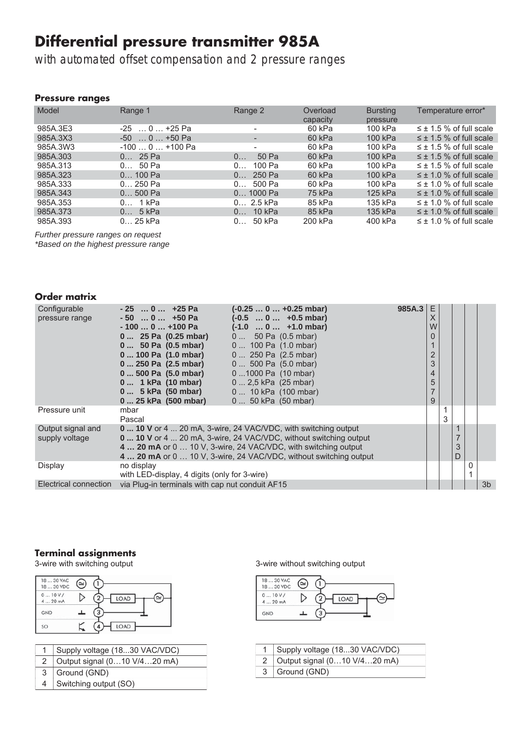# Differential pressure transmitter 985A

*with automated offset compensation and 2 pressure ranges*

### Pressure ranges

| Model | Range 1 | Range 2 | Overload capacity | Bursting pressure | Temperature error* |
|---|---|---|---|---|---|
| 985A.3E3 | -25 … 0 … +25 Pa | - | 60 kPa | 100 kPa | ≤ ± 1.5 % of full scale |
| 985A.3X3 | -50 … 0 … +50 Pa | - | 60 kPa | 100 kPa | ≤ ± 1.5 % of full scale |
| 985A.3W3 | -100 … 0 … +100 Pa | - | 60 kPa | 100 kPa | ≤ ± 1.5 % of full scale |
| 985A.303 | 0… 25 Pa | 0… 50 Pa | 60 kPa | 100 kPa | ≤ ± 1.5 % of full scale |
| 985A.313 | 0… 50 Pa | 0… 100 Pa | 60 kPa | 100 kPa | ≤ ± 1.5 % of full scale |
| 985A.323 | 0… 100 Pa | 0… 250 Pa | 60 kPa | 100 kPa | ≤ ± 1.0 % of full scale |
| 985A.333 | 0… 250 Pa | 0… 500 Pa | 60 kPa | 100 kPa | ≤ ± 1.0 % of full scale |
| 985A.343 | 0… 500 Pa | 0… 1000 Pa | 75 kPa | 125 kPa | ≤ ± 1.0 % of full scale |
| 985A.353 | 0… 1 kPa | 0… 2.5 kPa | 85 kPa | 135 kPa | ≤ ± 1.0 % of full scale |
| 985A.373 | 0… 5 kPa | 0… 10 kPa | 85 kPa | 135 kPa | ≤ ± 1.0 % of full scale |
| 985A.393 | 0… 25 kPa | 0… 50 kPa | 200 kPa | 400 kPa | ≤ ± 1.0 % of full scale |

*Further pressure ranges on request*
*\*Based on the highest pressure range*

### Order matrix

| | | | 985A.3 | | | | | |
|---|---|---|---|---|---|---|---|---|
| Configurable pressure range | **- 25 … 0 … +25 Pa** | **(-0.25 … 0 … +0.25 mbar)** | | E | | | | |
| | **- 50 … 0 … +50 Pa** | **(-0.5 … 0 … +0.5 mbar)** | | X | | | | |
| | **- 100 … 0 … +100 Pa** | **(-1.0 … 0 … +1.0 mbar)** | | W | | | | |
| | **0 ... 25 Pa (0.25 mbar)** | 0 ... 50 Pa (0.5 mbar) | | 0 | | | | |
| | **0 ... 50 Pa (0.5 mbar)** | 0 ... 100 Pa (1.0 mbar) | | 1 | | | | |
| | **0 ... 100 Pa (1.0 mbar)** | 0 ... 250 Pa (2.5 mbar) | | 2 | | | | |
| | **0 ... 250 Pa (2.5 mbar)** | 0 ... 500 Pa (5.0 mbar) | | 3 | | | | |
| | **0 ... 500 Pa (5.0 mbar)** | 0 ...1000 Pa (10 mbar) | | 4 | | | | |
| | **0 ... 1 kPa (10 mbar)** | 0 ... 2,5 kPa (25 mbar) | | 5 | | | | |
| | **0 ... 5 kPa (50 mbar)** | 0 ... 10 kPa (100 mbar) | | 7 | | | | |
| | **0 ... 25 kPa (500 mbar)** | 0 ... 50 kPa (50 mbar) | | 9 | | | | |
| Pressure unit | mbar | | | | 1 | | | |
| | Pascal | | | | 3 | | | |
| Output signal and supply voltage | **0 ... 10 V** or 4 ... 20 mA, 3-wire, 24 VAC/VDC, with switching output | | | | | 1 | | |
| | **0 ... 10 V** or 4 ... 20 mA, 3-wire, 24 VAC/VDC, without switching output | | | | | 7 | | |
| | **4 … 20 mA** or 0 … 10 V, 3-wire, 24 VAC/VDC, with switching output | | | | | 3 | | |
| | **4 … 20 mA** or 0 … 10 V, 3-wire, 24 VAC/VDC, without switching output | | | | | D | | |
| Display | no display | | | | | | 0 | |
| | with LED-display, 4 digits (only for 3-wire) | | | | | | 1 | |
| Electrical connection | via Plug-in terminals with cap nut conduit AF15 | | | | | | | 3b |

### Terminal assignments

3-wire with switching output

| | |
|---|---|
| 1 | Supply voltage (18...30 VAC/VDC) |
| 2 | Output signal (0…10 V/4…20 mA) |
| 3 | Ground (GND) |
| 4 | Switching output (SO) |

3-wire without switching output

| | |
|---|---|
| 1 | Supply voltage (18...30 VAC/VDC) |
| 2 | Output signal (0…10 V/4…20 mA) |
| 3 | Ground (GND) |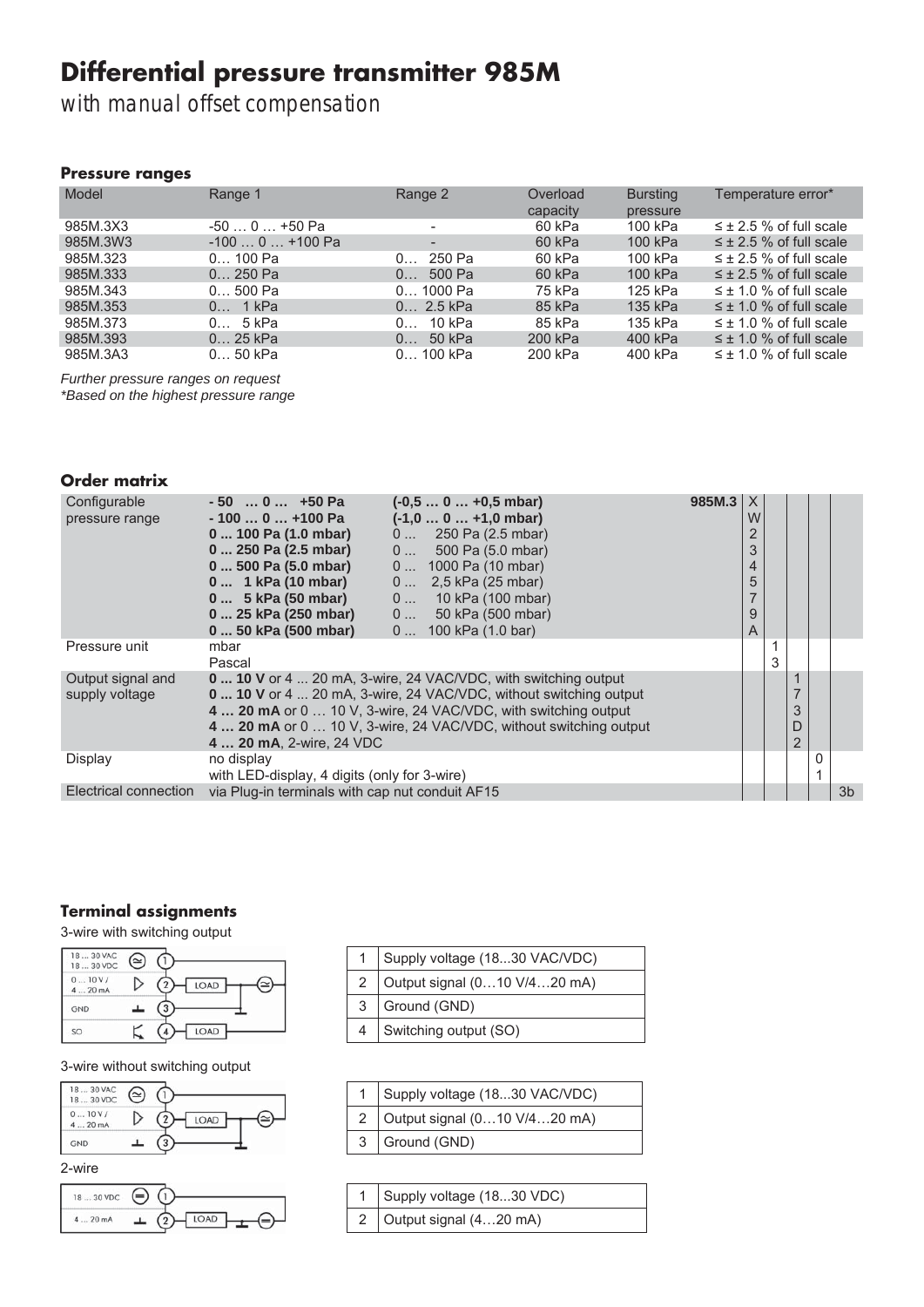# Differential pressure transmitter 985M

*with manual offset compensation*

### Pressure ranges

| Model | Range 1 | Range 2 | Overload capacity | Bursting pressure | Temperature error* |
|---|---|---|---|---|---|
| 985M.3X3 | -50 … 0 … +50 Pa | - | 60 kPa | 100 kPa | ≤ ± 2.5 % of full scale |
| 985M.3W3 | -100 … 0 … +100 Pa | - | 60 kPa | 100 kPa | ≤ ± 2.5 % of full scale |
| 985M.323 | 0… 100 Pa | 0… 250 Pa | 60 kPa | 100 kPa | ≤ ± 2.5 % of full scale |
| 985M.333 | 0… 250 Pa | 0… 500 Pa | 60 kPa | 100 kPa | ≤ ± 2.5 % of full scale |
| 985M.343 | 0… 500 Pa | 0… 1000 Pa | 75 kPa | 125 kPa | ≤ ± 1.0 % of full scale |
| 985M.353 | 0… 1 kPa | 0… 2.5 kPa | 85 kPa | 135 kPa | ≤ ± 1.0 % of full scale |
| 985M.373 | 0… 5 kPa | 0… 10 kPa | 85 kPa | 135 kPa | ≤ ± 1.0 % of full scale |
| 985M.393 | 0… 25 kPa | 0… 50 kPa | 200 kPa | 400 kPa | ≤ ± 1.0 % of full scale |
| 985M.3A3 | 0… 50 kPa | 0… 100 kPa | 200 kPa | 400 kPa | ≤ ± 1.0 % of full scale |

*Further pressure ranges on request*
*\*Based on the highest pressure range*

### Order matrix

| | | | 985M.3 | | | | |
|---|---|---|---|---|---|---|---|
| Configurable pressure range | **- 50 … 0 … +50 Pa** | **(-0,5 … 0 … +0,5 mbar)** | | X | | | |
| | **- 100 … 0 … +100 Pa** | **(-1,0 … 0 … +1,0 mbar)** | | W | | | |
| | **0 ... 100 Pa (1.0 mbar)** | 0 ... 250 Pa (2.5 mbar) | | 2 | | | |
| | **0 ... 250 Pa (2.5 mbar)** | 0 ... 500 Pa (5.0 mbar) | | 3 | | | |
| | **0 ... 500 Pa (5.0 mbar)** | 0 ... 1000 Pa (10 mbar) | | 4 | | | |
| | **0 ... 1 kPa (10 mbar)** | 0 ... 2,5 kPa (25 mbar) | | 5 | | | |
| | **0 ... 5 kPa (50 mbar)** | 0 ... 10 kPa (100 mbar) | | 7 | | | |
| | **0 ... 25 kPa (250 mbar)** | 0 ... 50 kPa (500 mbar) | | 9 | | | |
| | **0 ... 50 kPa (500 mbar)** | 0 ... 100 kPa (1.0 bar) | | A | | | |
| Pressure unit | mbar | | | | 1 | | |
| | Pascal | | | | 3 | | |
| Output signal and supply voltage | **0 ... 10 V** or 4 ... 20 mA, 3-wire, 24 VAC/VDC, with switching output | | | | | 1 | |
| | **0 ... 10 V** or 4 ... 20 mA, 3-wire, 24 VAC/VDC, without switching output | | | | | 7 | |
| | **4 … 20 mA** or 0 … 10 V, 3-wire, 24 VAC/VDC, with switching output | | | | | 3 | |
| | **4 … 20 mA** or 0 … 10 V, 3-wire, 24 VAC/VDC, without switching output | | | | | D | |
| | **4 … 20 mA**, 2-wire, 24 VDC | | | | | 2 | |
| Display | no display | | | | | | 0 |
| | with LED-display, 4 digits (only for 3-wire) | | | | | | 1 |
| Electrical connection | via Plug-in terminals with cap nut conduit AF15 | | | | | | 3b |

### Terminal assignments

3-wire with switching output

| | |
|---|---|
| 1 | Supply voltage (18...30 VAC/VDC) |
| 2 | Output signal (0…10 V/4…20 mA) |
| 3 | Ground (GND) |
| 4 | Switching output (SO) |

3-wire without switching output

| | |
|---|---|
| 1 | Supply voltage (18...30 VAC/VDC) |
| 2 | Output signal (0…10 V/4…20 mA) |
| 3 | Ground (GND) |

2-wire

| | |
|---|---|
| 1 | Supply voltage (18...30 VDC) |
| 2 | Output signal (4…20 mA) |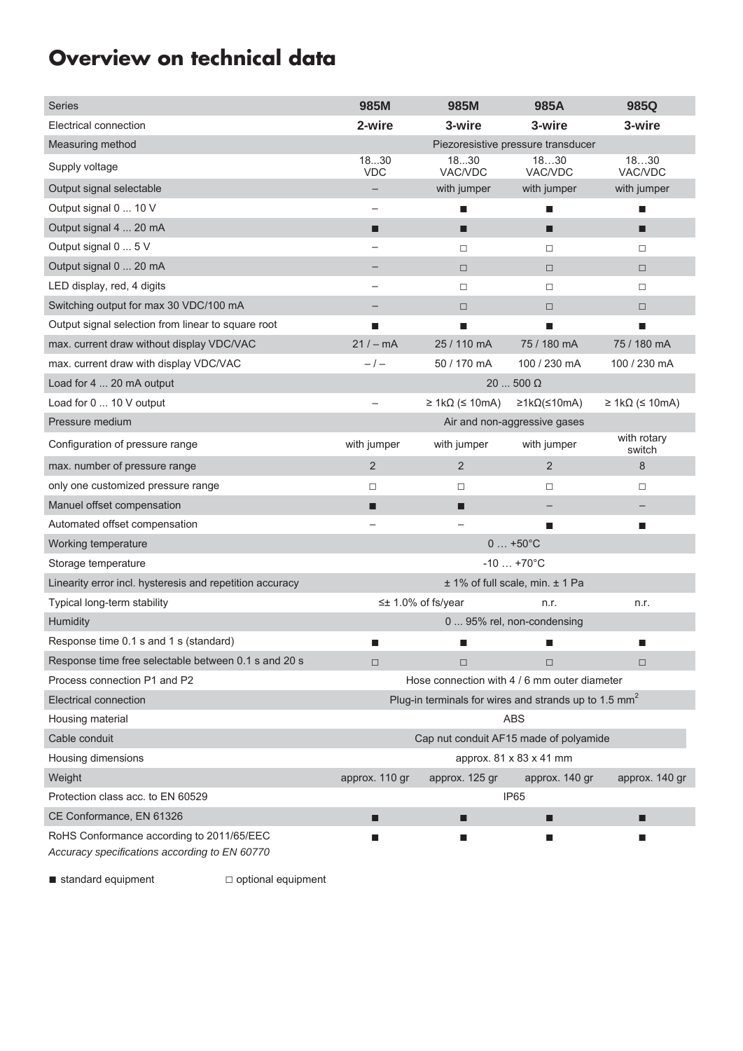# Overview on technical data

| Series | 985M | 985M | 985A | 985Q |
|---|---|---|---|---|
| Electrical connection | **2-wire** | **3-wire** | **3-wire** | **3-wire** |
| Measuring method | Piezoresistive pressure transducer | | | |
| Supply voltage | 18...30 VDC | 18...30 VAC/VDC | 18…30 VAC/VDC | 18…30 VAC/VDC |
| Output signal selectable | – | with jumper | with jumper | with jumper |
| Output signal 0 ... 10 V | – | ■ | ■ | ■ |
| Output signal 4 ... 20 mA | ■ | ■ | ■ | ■ |
| Output signal 0 ... 5 V | – | □ | □ | □ |
| Output signal 0 ... 20 mA | – | □ | □ | □ |
| LED display, red, 4 digits | – | □ | □ | □ |
| Switching output for max 30 VDC/100 mA | – | □ | □ | □ |
| Output signal selection from linear to square root | ■ | ■ | ■ | ■ |
| max. current draw without display VDC/VAC | 21 / – mA | 25 / 110 mA | 75 / 180 mA | 75 / 180 mA |
| max. current draw with display VDC/VAC | – / – | 50 / 170 mA | 100 / 230 mA | 100 / 230 mA |
| Load for 4 ... 20 mA output | 20 … 500 Ω | | | |
| Load for 0 ... 10 V output | – | ≥ 1kΩ (≤ 10mA) | ≥1kΩ(≤10mA) | ≥ 1kΩ (≤ 10mA) |
| Pressure medium | Air and non-aggressive gases | | | |
| Configuration of pressure range | with jumper | with jumper | with jumper | with rotary switch |
| max. number of pressure range | 2 | 2 | 2 | 8 |
| only one customized pressure range | □ | □ | □ | □ |
| Manuel offset compensation | ■ | ■ | – | – |
| Automated offset compensation | – | – | ■ | ■ |
| Working temperature | 0 … +50°C | | | |
| Storage temperature | -10 … +70°C | | | |
| Linearity error incl. hysteresis and repetition accuracy | ± 1% of full scale, min. ± 1 Pa | | | |
| Typical long-term stability | ≤± 1.0% of fs/year | | n.r. | n.r. |
| Humidity | 0 ... 95% rel, non-condensing | | | |
| Response time 0.1 s and 1 s (standard) | ■ | ■ | ■ | ■ |
| Response time free selectable between 0.1 s and 20 s | □ | □ | □ | □ |
| Process connection P1 and P2 | Hose connection with 4 / 6 mm outer diameter | | | |
| Electrical connection | Plug-in terminals for wires and strands up to 1.5 $mm^2$ | | | |
| Housing material | ABS | | | |
| Cable conduit | Cap nut conduit AF15 made of polyamide | | | |
| Housing dimensions | approx. 81 x 83 x 41 mm | | | |
| Weight | approx. 110 gr | approx. 125 gr | approx. 140 gr | approx. 140 gr |
| Protection class acc. to EN 60529 | IP65 | | | |
| CE Conformance, EN 61326 | ■ | ■ | ■ | ■ |
| RoHS Conformance according to 2011/65/EEC | ■ | ■ | ■ | ■ |

*Accuracy specifications according to EN 60770*

■ standard equipment □ optional equipment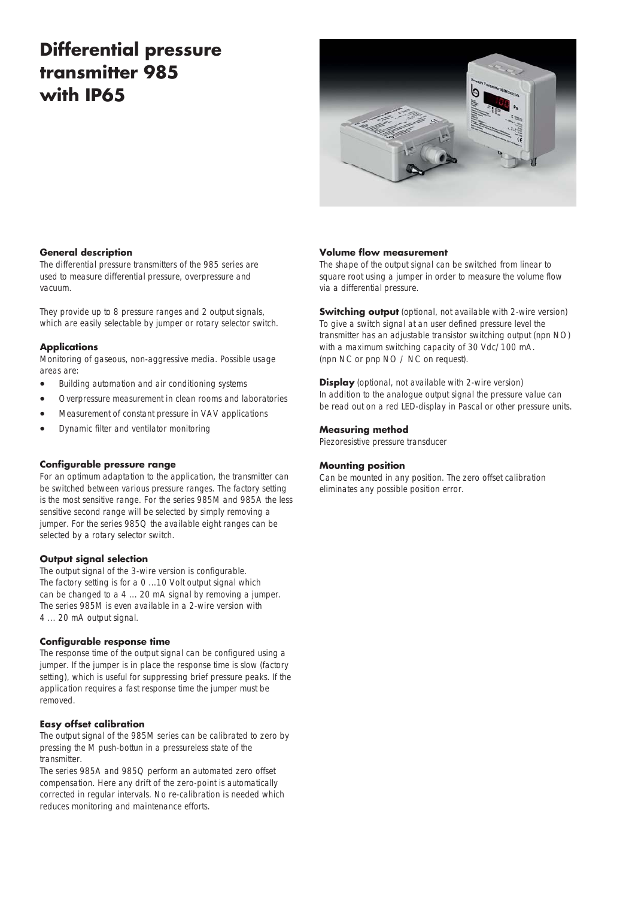# Differential pressure transmitter 985 with IP65

### General description

The differential pressure transmitters of the 985 series are used to measure differential pressure, overpressure and vacuum.

They provide up to 8 pressure ranges and 2 output signals, which are easily selectable by jumper or rotary selector switch.

### Applications

Monitoring of gaseous, non-aggressive media. Possible usage areas are:

- Building automation and air conditioning systems
- Overpressure measurement in clean rooms and laboratories
- Measurement of constant pressure in VAV applications
- Dynamic filter and ventilator monitoring

### Configurable pressure range

For an optimum adaptation to the application, the transmitter can be switched between various pressure ranges. The factory setting is the most sensitive range. For the series 985M and 985A the less sensitive second range will be selected by simply removing a jumper. For the series 985Q the available eight ranges can be selected by a rotary selector switch.

### Output signal selection

The output signal of the 3-wire version is configurable. The factory setting is for a 0 ...10 Volt output signal which can be changed to a 4 ... 20 mA signal by removing a jumper. The series 985M is even available in a 2-wire version with 4 ... 20 mA output signal.

### Configurable response time

The response time of the output signal can be configured using a jumper. If the jumper is in place the response time is slow (factory setting), which is useful for suppressing brief pressure peaks. If the application requires a fast response time the jumper must be removed.

### Easy offset calibration

The output signal of the 985M series can be calibrated to zero by pressing the M push-bottun in a pressureless state of the transmitter.
The series 985A and 985Q perform an automated zero offset compensation. Here any drift of the zero-point is automatically corrected in regular intervals. No re-calibration is needed which reduces monitoring and maintenance efforts.

### Volume flow measurement

The shape of the output signal can be switched from linear to square root using a jumper in order to measure the volume flow via a differential pressure.

**Switching output** (optional, not available with 2-wire version)
To give a switch signal at an user defined pressure level the transmitter has an adjustable transistor switching output (npn NO) with a maximum switching capacity of 30 Vdc/100 mA. (npn NC or pnp NO / NC on request).

**Display** (optional, not available with 2-wire version)
In addition to the analogue output signal the pressure value can be read out on a red LED-display in Pascal or other pressure units.

### Measuring method

Piezoresistive pressure transducer

### Mounting position

Can be mounted in any position. The zero offset calibration eliminates any possible position error.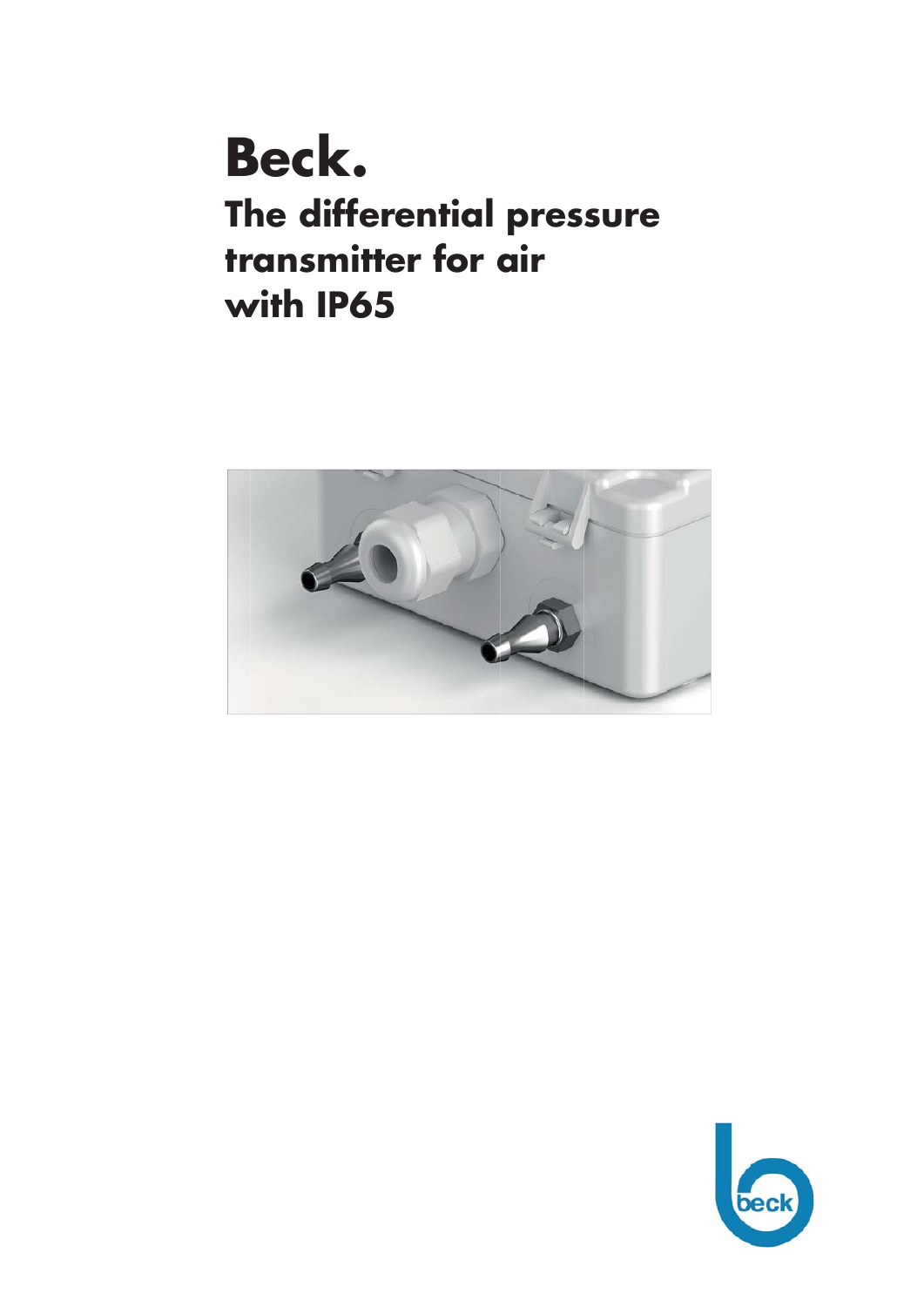# Beck.

## The differential pressure transmitter for air with IP65